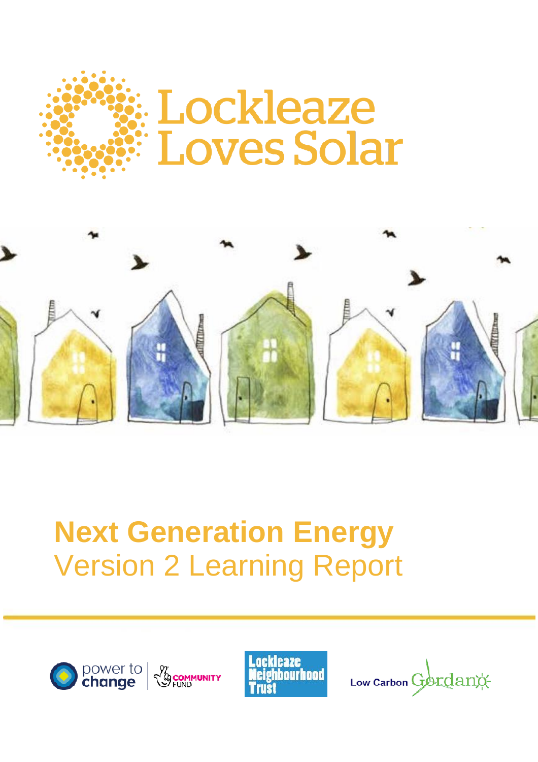# Lockleaze Loves Solar

## Next Generation Energy

Version 2 Learning Report

power to change | COMMUNITY FUND

Lockleaze Neighbourhood Trust

Low Carbon Gordano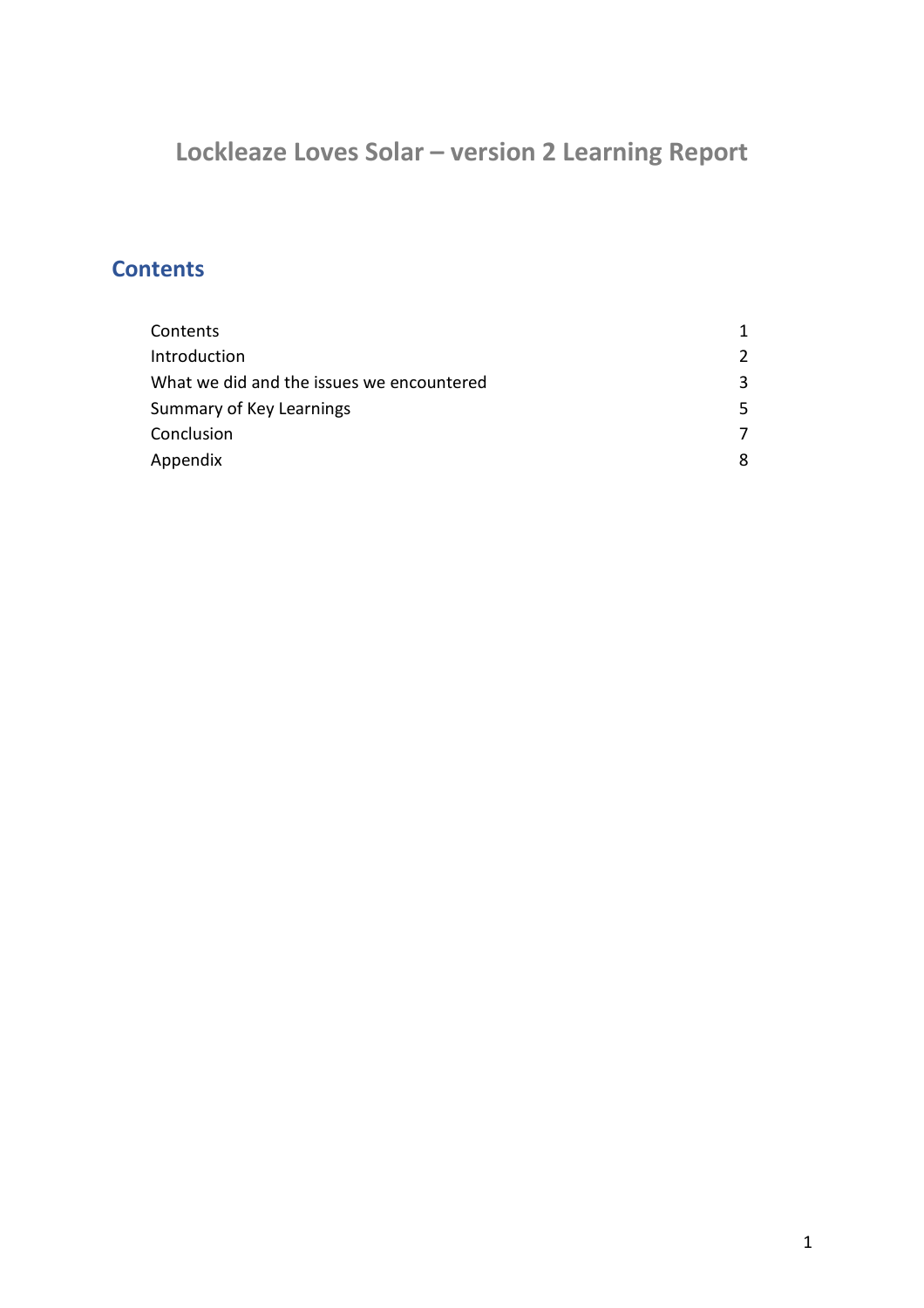# Lockleaze Loves Solar – version 2 Learning Report

## Contents

| | |
|---|---|
| Contents | 1 |
| Introduction | 2 |
| What we did and the issues we encountered | 3 |
| Summary of Key Learnings | 5 |
| Conclusion | 7 |
| Appendix | 8 |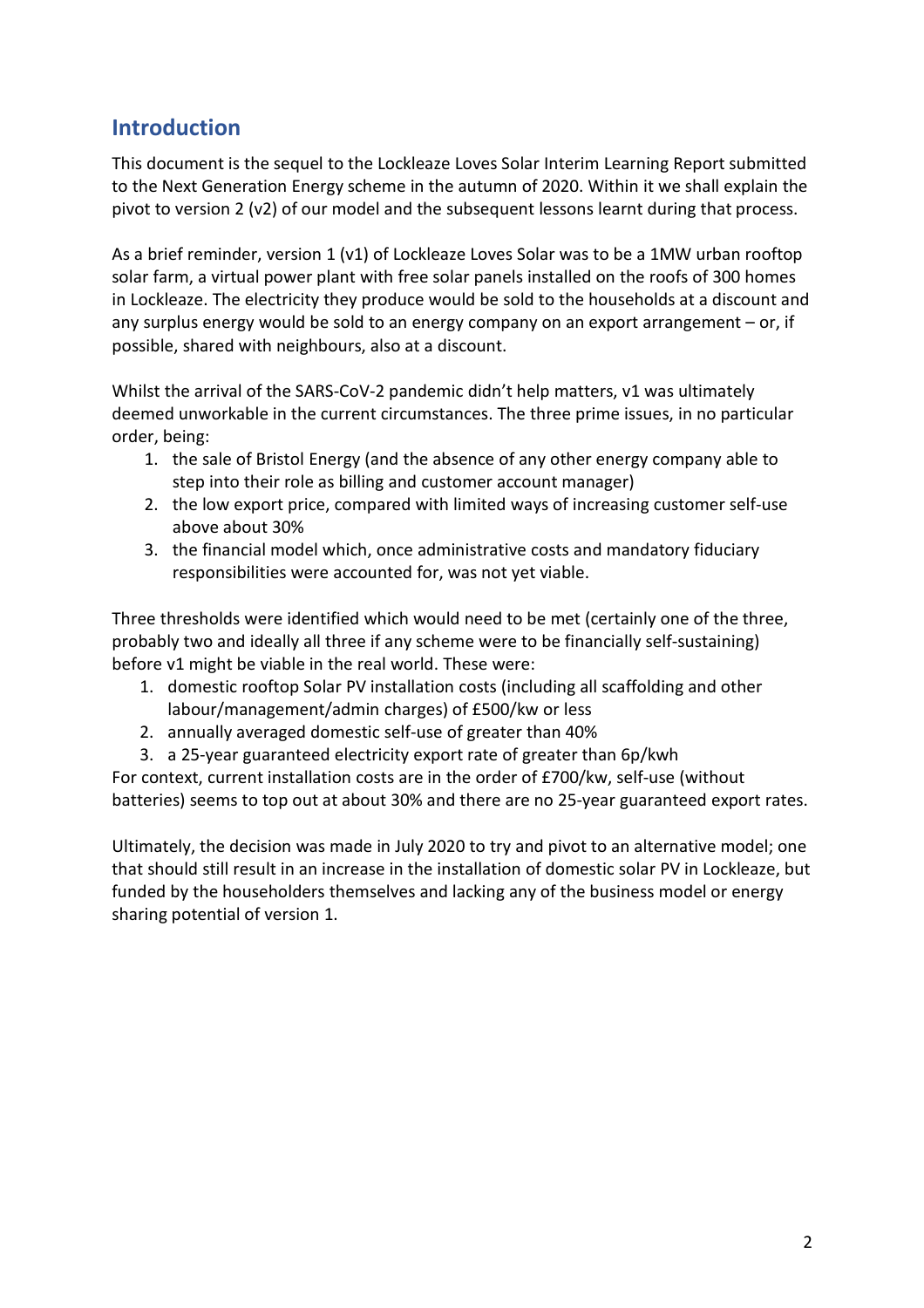## Introduction

This document is the sequel to the Lockleaze Loves Solar Interim Learning Report submitted to the Next Generation Energy scheme in the autumn of 2020. Within it we shall explain the pivot to version 2 (v2) of our model and the subsequent lessons learnt during that process.

As a brief reminder, version 1 (v1) of Lockleaze Loves Solar was to be a 1MW urban rooftop solar farm, a virtual power plant with free solar panels installed on the roofs of 300 homes in Lockleaze. The electricity they produce would be sold to the households at a discount and any surplus energy would be sold to an energy company on an export arrangement – or, if possible, shared with neighbours, also at a discount.

Whilst the arrival of the SARS-CoV-2 pandemic didn't help matters, v1 was ultimately deemed unworkable in the current circumstances. The three prime issues, in no particular order, being:

1. the sale of Bristol Energy (and the absence of any other energy company able to step into their role as billing and customer account manager)
2. the low export price, compared with limited ways of increasing customer self-use above about 30%
3. the financial model which, once administrative costs and mandatory fiduciary responsibilities were accounted for, was not yet viable.

Three thresholds were identified which would need to be met (certainly one of the three, probably two and ideally all three if any scheme were to be financially self-sustaining) before v1 might be viable in the real world. These were:

1. domestic rooftop Solar PV installation costs (including all scaffolding and other labour/management/admin charges) of £500/kw or less
2. annually averaged domestic self-use of greater than 40%
3. a 25-year guaranteed electricity export rate of greater than 6p/kwh

For context, current installation costs are in the order of £700/kw, self-use (without batteries) seems to top out at about 30% and there are no 25-year guaranteed export rates.

Ultimately, the decision was made in July 2020 to try and pivot to an alternative model; one that should still result in an increase in the installation of domestic solar PV in Lockleaze, but funded by the householders themselves and lacking any of the business model or energy sharing potential of version 1.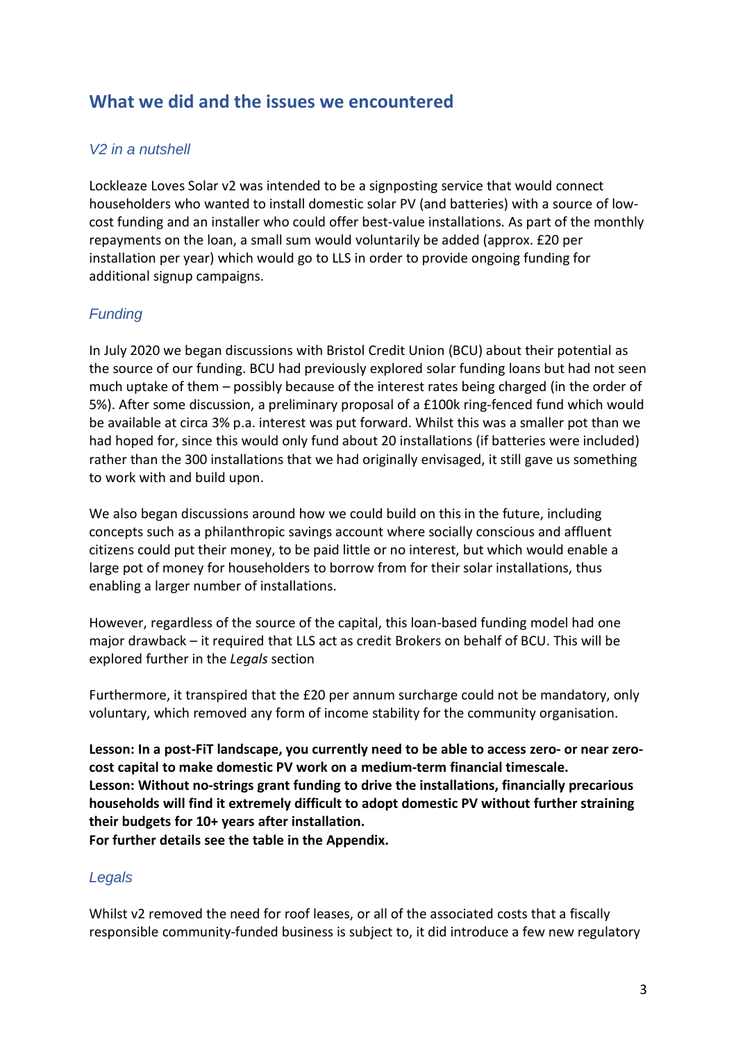## What we did and the issues we encountered

### *V2 in a nutshell*

Lockleaze Loves Solar v2 was intended to be a signposting service that would connect householders who wanted to install domestic solar PV (and batteries) with a source of low-cost funding and an installer who could offer best-value installations. As part of the monthly repayments on the loan, a small sum would voluntarily be added (approx. £20 per installation per year) which would go to LLS in order to provide ongoing funding for additional signup campaigns.

### *Funding*

In July 2020 we began discussions with Bristol Credit Union (BCU) about their potential as the source of our funding. BCU had previously explored solar funding loans but had not seen much uptake of them – possibly because of the interest rates being charged (in the order of 5%). After some discussion, a preliminary proposal of a £100k ring-fenced fund which would be available at circa 3% p.a. interest was put forward. Whilst this was a smaller pot than we had hoped for, since this would only fund about 20 installations (if batteries were included) rather than the 300 installations that we had originally envisaged, it still gave us something to work with and build upon.

We also began discussions around how we could build on this in the future, including concepts such as a philanthropic savings account where socially conscious and affluent citizens could put their money, to be paid little or no interest, but which would enable a large pot of money for householders to borrow from for their solar installations, thus enabling a larger number of installations.

However, regardless of the source of the capital, this loan-based funding model had one major drawback – it required that LLS act as credit Brokers on behalf of BCU. This will be explored further in the *Legals* section

Furthermore, it transpired that the £20 per annum surcharge could not be mandatory, only voluntary, which removed any form of income stability for the community organisation.

**Lesson: In a post-FiT landscape, you currently need to be able to access zero- or near zero-cost capital to make domestic PV work on a medium-term financial timescale.**
**Lesson: Without no-strings grant funding to drive the installations, financially precarious households will find it extremely difficult to adopt domestic PV without further straining their budgets for 10+ years after installation.**
**For further details see the table in the Appendix.**

### *Legals*

Whilst v2 removed the need for roof leases, or all of the associated costs that a fiscally responsible community-funded business is subject to, it did introduce a few new regulatory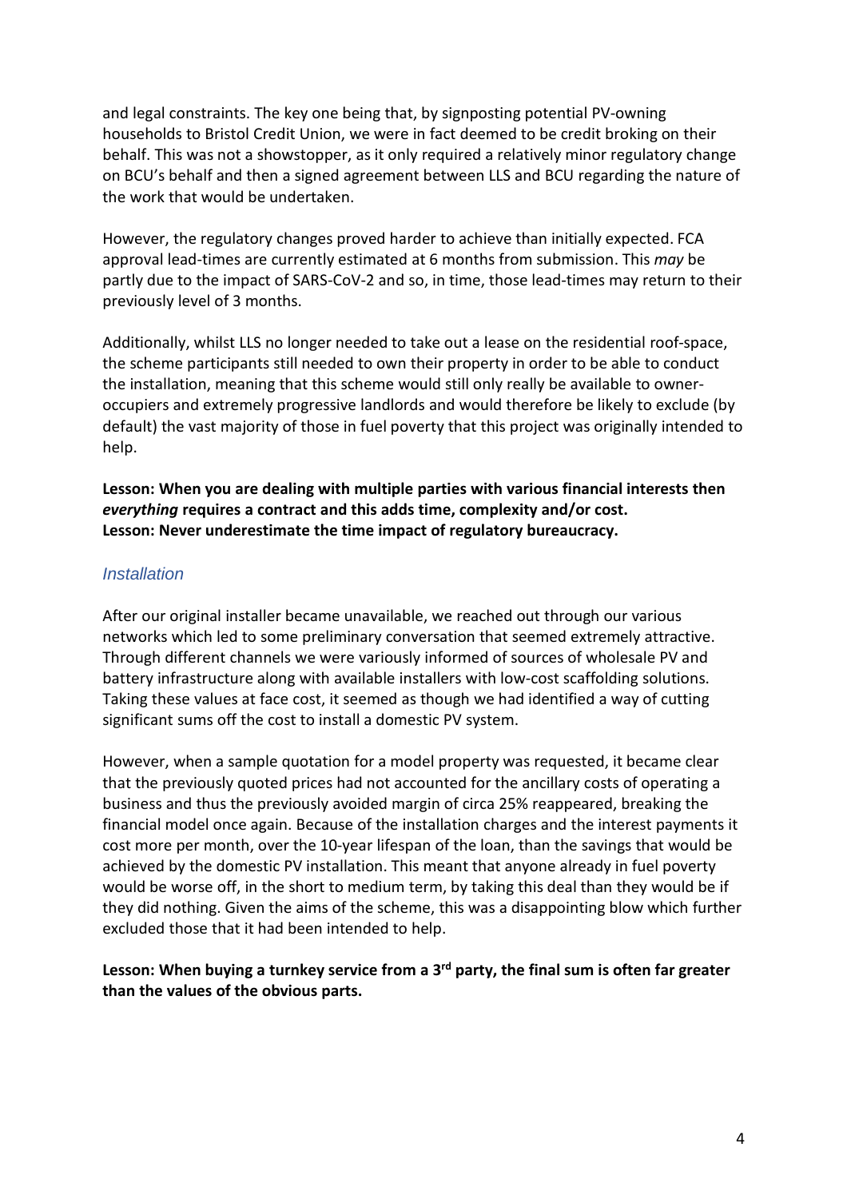and legal constraints. The key one being that, by signposting potential PV-owning households to Bristol Credit Union, we were in fact deemed to be credit broking on their behalf. This was not a showstopper, as it only required a relatively minor regulatory change on BCU's behalf and then a signed agreement between LLS and BCU regarding the nature of the work that would be undertaken.

However, the regulatory changes proved harder to achieve than initially expected. FCA approval lead-times are currently estimated at 6 months from submission. This *may* be partly due to the impact of SARS-CoV-2 and so, in time, those lead-times may return to their previously level of 3 months.

Additionally, whilst LLS no longer needed to take out a lease on the residential roof-space, the scheme participants still needed to own their property in order to be able to conduct the installation, meaning that this scheme would still only really be available to owner-occupiers and extremely progressive landlords and would therefore be likely to exclude (by default) the vast majority of those in fuel poverty that this project was originally intended to help.

**Lesson: When you are dealing with multiple parties with various financial interests then *everything* requires a contract and this adds time, complexity and/or cost.**
**Lesson: Never underestimate the time impact of regulatory bureaucracy.**

### *Installation*

After our original installer became unavailable, we reached out through our various networks which led to some preliminary conversation that seemed extremely attractive. Through different channels we were variously informed of sources of wholesale PV and battery infrastructure along with available installers with low-cost scaffolding solutions. Taking these values at face cost, it seemed as though we had identified a way of cutting significant sums off the cost to install a domestic PV system.

However, when a sample quotation for a model property was requested, it became clear that the previously quoted prices had not accounted for the ancillary costs of operating a business and thus the previously avoided margin of circa 25% reappeared, breaking the financial model once again. Because of the installation charges and the interest payments it cost more per month, over the 10-year lifespan of the loan, than the savings that would be achieved by the domestic PV installation. This meant that anyone already in fuel poverty would be worse off, in the short to medium term, by taking this deal than they would be if they did nothing. Given the aims of the scheme, this was a disappointing blow which further excluded those that it had been intended to help.

**Lesson: When buying a turnkey service from a 3rd party, the final sum is often far greater than the values of the obvious parts.**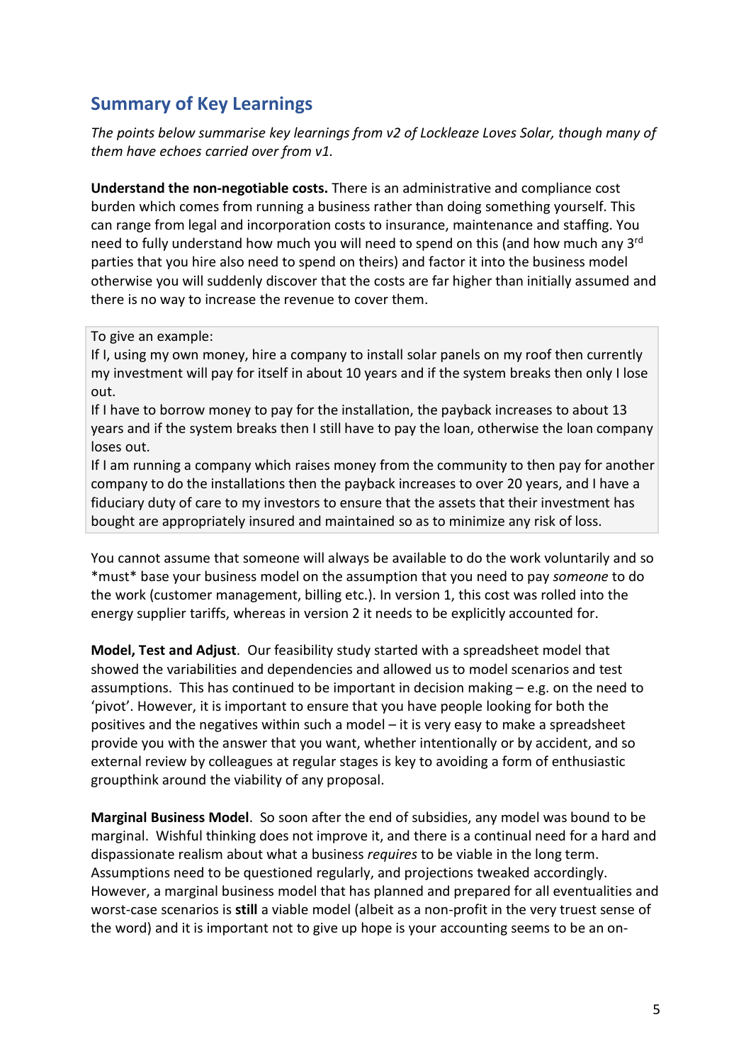## Summary of Key Learnings

*The points below summarise key learnings from v2 of Lockleaze Loves Solar, though many of them have echoes carried over from v1.*

**Understand the non-negotiable costs.** There is an administrative and compliance cost burden which comes from running a business rather than doing something yourself. This can range from legal and incorporation costs to insurance, maintenance and staffing. You need to fully understand how much you will need to spend on this (and how much any 3rd parties that you hire also need to spend on theirs) and factor it into the business model otherwise you will suddenly discover that the costs are far higher than initially assumed and there is no way to increase the revenue to cover them.

> To give an example:
> If I, using my own money, hire a company to install solar panels on my roof then currently my investment will pay for itself in about 10 years and if the system breaks then only I lose out.
> If I have to borrow money to pay for the installation, the payback increases to about 13 years and if the system breaks then I still have to pay the loan, otherwise the loan company loses out.
> If I am running a company which raises money from the community to then pay for another company to do the installations then the payback increases to over 20 years, and I have a fiduciary duty of care to my investors to ensure that the assets that their investment has bought are appropriately insured and maintained so as to minimize any risk of loss.

You cannot assume that someone will always be available to do the work voluntarily and so *must* base your business model on the assumption that you need to pay *someone* to do the work (customer management, billing etc.). In version 1, this cost was rolled into the energy supplier tariffs, whereas in version 2 it needs to be explicitly accounted for.

**Model, Test and Adjust**. Our feasibility study started with a spreadsheet model that showed the variabilities and dependencies and allowed us to model scenarios and test assumptions. This has continued to be important in decision making – e.g. on the need to 'pivot'. However, it is important to ensure that you have people looking for both the positives and the negatives within such a model – it is very easy to make a spreadsheet provide you with the answer that you want, whether intentionally or by accident, and so external review by colleagues at regular stages is key to avoiding a form of enthusiastic groupthink around the viability of any proposal.

**Marginal Business Model**. So soon after the end of subsidies, any model was bound to be marginal. Wishful thinking does not improve it, and there is a continual need for a hard and dispassionate realism about what a business *requires* to be viable in the long term. Assumptions need to be questioned regularly, and projections tweaked accordingly. However, a marginal business model that has planned and prepared for all eventualities and worst-case scenarios is **still** a viable model (albeit as a non-profit in the very truest sense of the word) and it is important not to give up hope is your accounting seems to be an on-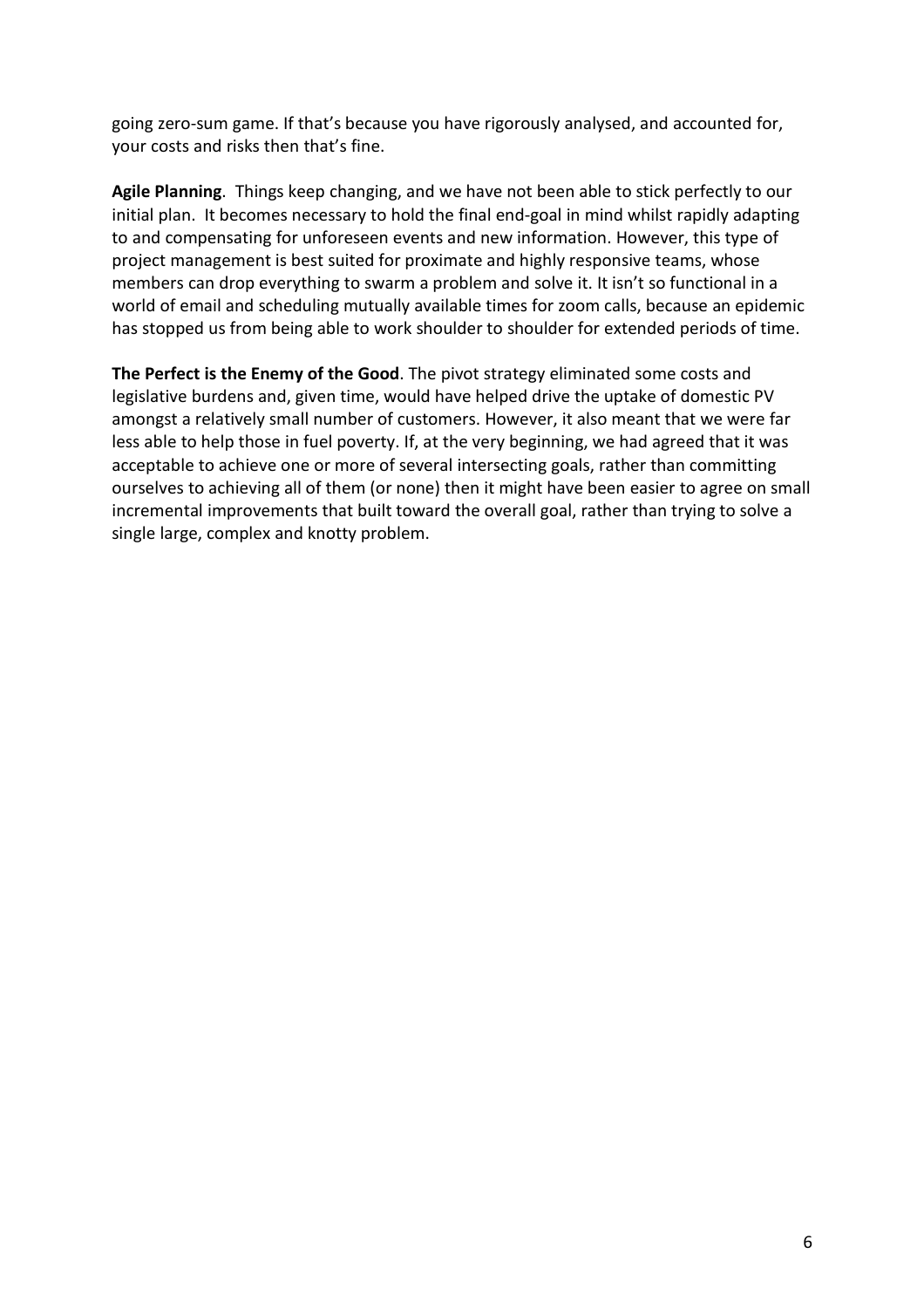going zero-sum game. If that's because you have rigorously analysed, and accounted for, your costs and risks then that's fine.

**Agile Planning**. Things keep changing, and we have not been able to stick perfectly to our initial plan. It becomes necessary to hold the final end-goal in mind whilst rapidly adapting to and compensating for unforeseen events and new information. However, this type of project management is best suited for proximate and highly responsive teams, whose members can drop everything to swarm a problem and solve it. It isn't so functional in a world of email and scheduling mutually available times for zoom calls, because an epidemic has stopped us from being able to work shoulder to shoulder for extended periods of time.

**The Perfect is the Enemy of the Good**. The pivot strategy eliminated some costs and legislative burdens and, given time, would have helped drive the uptake of domestic PV amongst a relatively small number of customers. However, it also meant that we were far less able to help those in fuel poverty. If, at the very beginning, we had agreed that it was acceptable to achieve one or more of several intersecting goals, rather than committing ourselves to achieving all of them (or none) then it might have been easier to agree on small incremental improvements that built toward the overall goal, rather than trying to solve a single large, complex and knotty problem.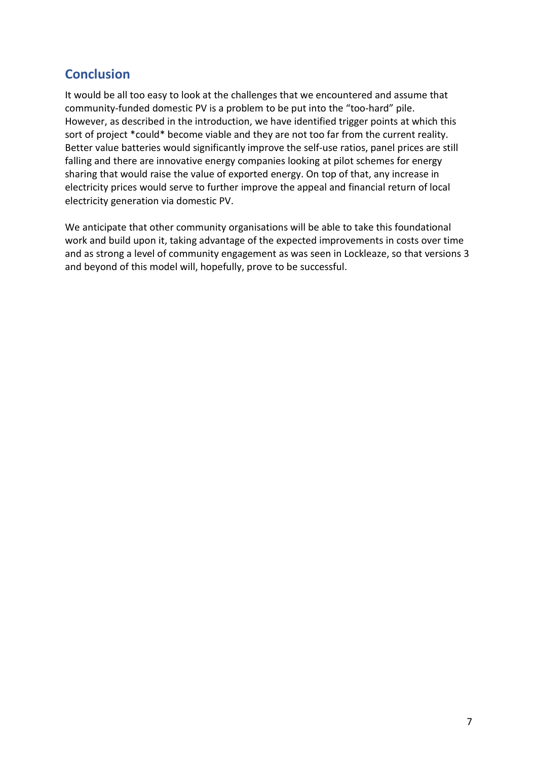## Conclusion

It would be all too easy to look at the challenges that we encountered and assume that community-funded domestic PV is a problem to be put into the “too-hard” pile. However, as described in the introduction, we have identified trigger points at which this sort of project *could* become viable and they are not too far from the current reality. Better value batteries would significantly improve the self-use ratios, panel prices are still falling and there are innovative energy companies looking at pilot schemes for energy sharing that would raise the value of exported energy. On top of that, any increase in electricity prices would serve to further improve the appeal and financial return of local electricity generation via domestic PV.

We anticipate that other community organisations will be able to take this foundational work and build upon it, taking advantage of the expected improvements in costs over time and as strong a level of community engagement as was seen in Lockleaze, so that versions 3 and beyond of this model will, hopefully, prove to be successful.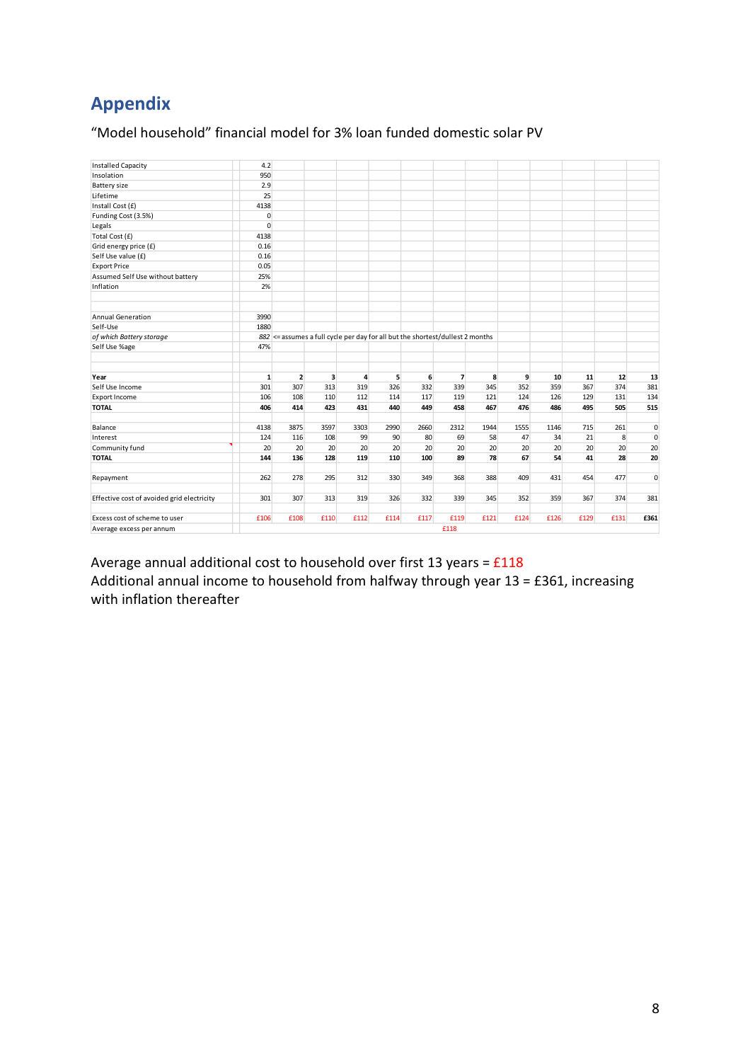# Appendix

"Model household" financial model for 3% loan funded domestic solar PV

| | | | | | | | | | | | | | |
|---|---|---|---|---|---|---|---|---|---|---|---|---|---|
| Installed Capacity | 4.2 | | | | | | | | | | | | |
| Insolation | 950 | | | | | | | | | | | | |
| Battery size | 2.9 | | | | | | | | | | | | |
| Lifetime | 25 | | | | | | | | | | | | |
| Install Cost (£) | 4138 | | | | | | | | | | | | |
| Funding Cost (3.5%) | 0 | | | | | | | | | | | | |
| Legals | 0 | | | | | | | | | | | | |
| Total Cost (£) | 4138 | | | | | | | | | | | | |
| Grid energy price (£) | 0.16 | | | | | | | | | | | | |
| Self Use value (£) | 0.16 | | | | | | | | | | | | |
| Export Price | 0.05 | | | | | | | | | | | | |
| Assumed Self Use without battery | 25% | | | | | | | | | | | | |
| Inflation | 2% | | | | | | | | | | | | |
| | | | | | | | | | | | | | |
| | | | | | | | | | | | | | |
| Annual Generation | 3990 | | | | | | | | | | | | |
| Self-Use | 1880 | | | | | | | | | | | | |
| *of which Battery storage* | *882* | <= assumes a full cycle per day for all but the shortest/dullest 2 months | | | | | | | | | | | |
| Self Use %age | 47% | | | | | | | | | | | | |
| | | | | | | | | | | | | | |
| | | | | | | | | | | | | | |
| **Year** | **1** | **2** | **3** | **4** | **5** | **6** | **7** | **8** | **9** | **10** | **11** | **12** | **13** |
| Self Use Income | 301 | 307 | 313 | 319 | 326 | 332 | 339 | 345 | 352 | 359 | 367 | 374 | 381 |
| Export Income | 106 | 108 | 110 | 112 | 114 | 117 | 119 | 121 | 124 | 126 | 129 | 131 | 134 |
| **TOTAL** | **406** | **414** | **423** | **431** | **440** | **449** | **458** | **467** | **476** | **486** | **495** | **505** | **515** |
| | | | | | | | | | | | | | |
| Balance | 4138 | 3875 | 3597 | 3303 | 2990 | 2660 | 2312 | 1944 | 1555 | 1146 | 715 | 261 | 0 |
| Interest | 124 | 116 | 108 | 99 | 90 | 80 | 69 | 58 | 47 | 34 | 21 | 8 | 0 |
| Community fund | 20 | 20 | 20 | 20 | 20 | 20 | 20 | 20 | 20 | 20 | 20 | 20 | 20 |
| **TOTAL** | **144** | **136** | **128** | **119** | **110** | **100** | **89** | **78** | **67** | **54** | **41** | **28** | **20** |
| | | | | | | | | | | | | | |
| Repayment | 262 | 278 | 295 | 312 | 330 | 349 | 368 | 388 | 409 | 431 | 454 | 477 | 0 |
| | | | | | | | | | | | | | |
| Effective cost of avoided grid electricity | 301 | 307 | 313 | 319 | 326 | 332 | 339 | 345 | 352 | 359 | 367 | 374 | 381 |
| | | | | | | | | | | | | | |
| Excess cost of scheme to user | £106 | £108 | £110 | £112 | £114 | £117 | £119 | £121 | £124 | £126 | £129 | £131 | **£361** |
| Average excess per annum | | | | | | | £118 | | | | | | |

Average annual additional cost to household over first 13 years = £118
Additional annual income to household from halfway through year 13 = £361, increasing with inflation thereafter